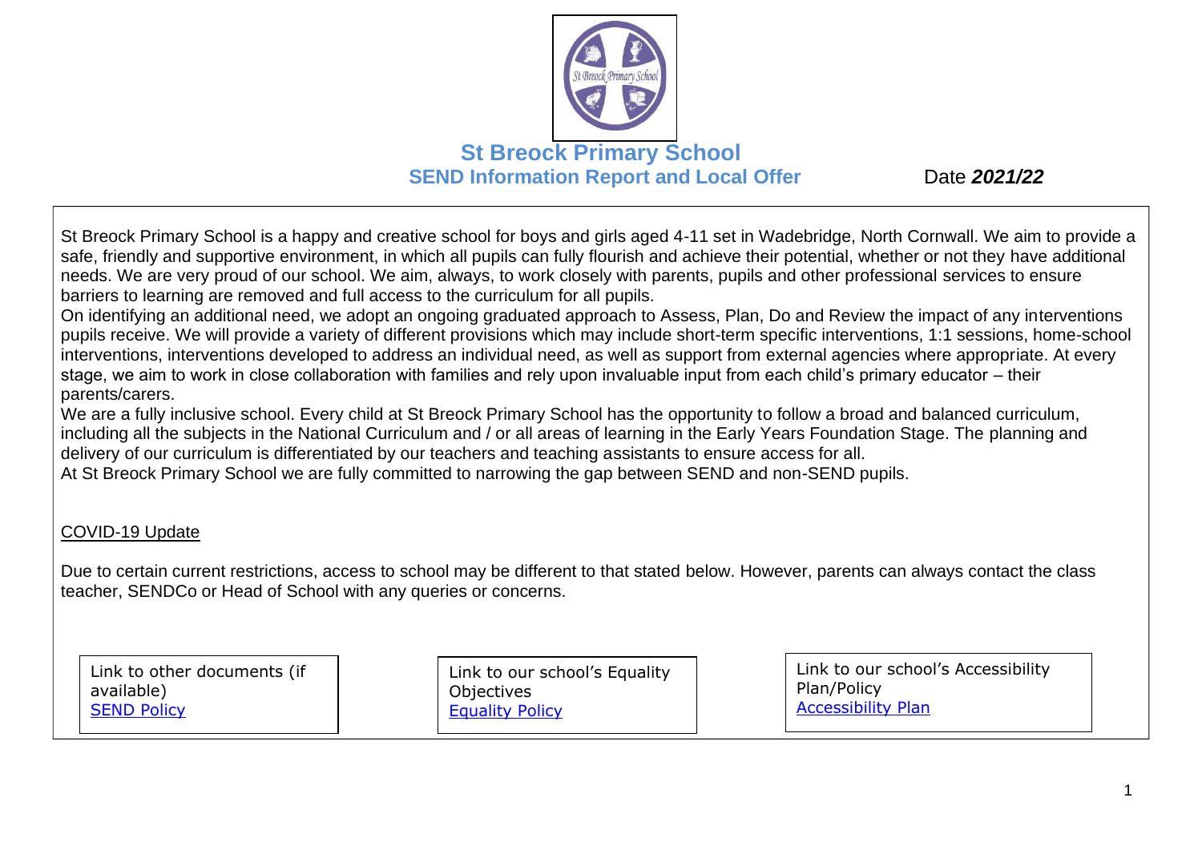# St Breock Primary School

## SEND Information Report and Local Offer

Date ***2021/22***

St Breock Primary School is a happy and creative school for boys and girls aged 4-11 set in Wadebridge, North Cornwall. We aim to provide a safe, friendly and supportive environment, in which all pupils can fully flourish and achieve their potential, whether or not they have additional needs. We are very proud of our school. We aim, always, to work closely with parents, pupils and other professional services to ensure barriers to learning are removed and full access to the curriculum for all pupils.

On identifying an additional need, we adopt an ongoing graduated approach to Assess, Plan, Do and Review the impact of any interventions pupils receive. We will provide a variety of different provisions which may include short-term specific interventions, 1:1 sessions, home-school interventions, interventions developed to address an individual need, as well as support from external agencies where appropriate. At every stage, we aim to work in close collaboration with families and rely upon invaluable input from each child's primary educator – their parents/carers.

We are a fully inclusive school. Every child at St Breock Primary School has the opportunity to follow a broad and balanced curriculum, including all the subjects in the National Curriculum and / or all areas of learning in the Early Years Foundation Stage. The planning and delivery of our curriculum is differentiated by our teachers and teaching assistants to ensure access for all.

At St Breock Primary School we are fully committed to narrowing the gap between SEND and non-SEND pupils.

COVID-19 Update

Due to certain current restrictions, access to school may be different to that stated below. However, parents can always contact the class teacher, SENDCo or Head of School with any queries or concerns.

| Link to other documents (if available) | Link to our school's Equality Objectives | Link to our school's Accessibility Plan/Policy |
|---|---|---|
| SEND Policy | Equality Policy | Accessibility Plan |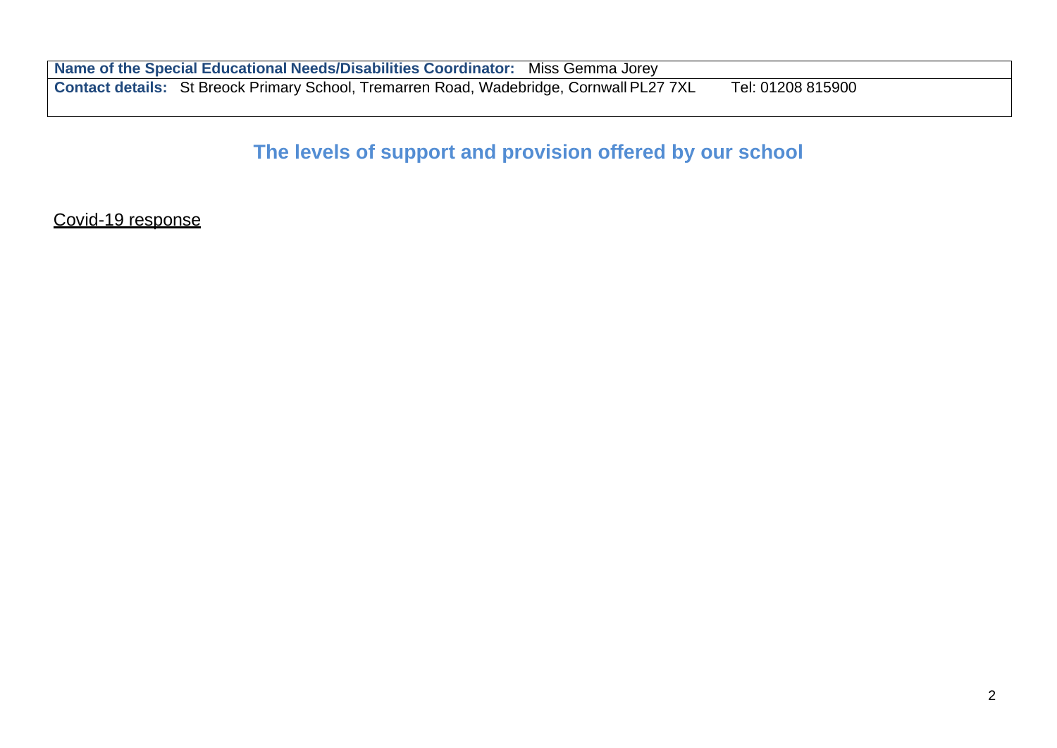| **Name of the Special Educational Needs/Disabilities Coordinator:** Miss Gemma Jorey |
|---|
| **Contact details:** St Breock Primary School, Tremarren Road, Wadebridge, Cornwall PL27 7XL Tel: 01208 815900 |

## The levels of support and provision offered by our school

<u>Covid-19 response</u>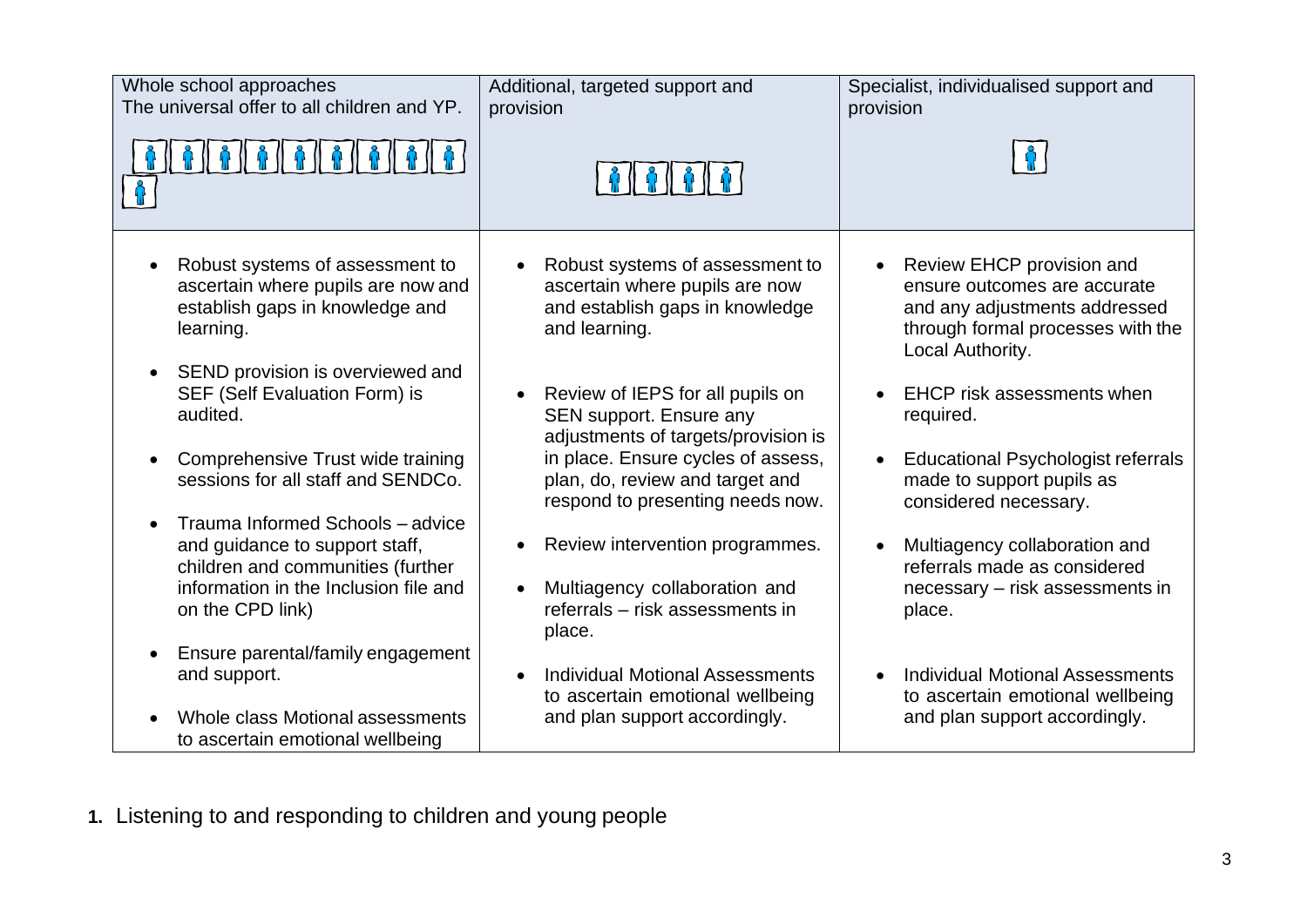| Whole school approaches<br>The universal offer to all children and YP. | Additional, targeted support and provision | Specialist, individualised support and provision |
|---|---|---|
| • Robust systems of assessment to ascertain where pupils are now and establish gaps in knowledge and learning.<br>• SEND provision is overviewed and SEF (Self Evaluation Form) is audited.<br>• Comprehensive Trust wide training sessions for all staff and SENDCo.<br>• Trauma Informed Schools – advice and guidance to support staff, children and communities (further information in the Inclusion file and on the CPD link)<br>• Ensure parental/family engagement and support.<br>• Whole class Motional assessments to ascertain emotional wellbeing | • Robust systems of assessment to ascertain where pupils are now and establish gaps in knowledge and learning.<br>• Review of IEPS for all pupils on SEN support. Ensure any adjustments of targets/provision is in place. Ensure cycles of assess, plan, do, review and target and respond to presenting needs now.<br>• Review intervention programmes.<br>• Multiagency collaboration and referrals – risk assessments in place.<br>• Individual Motional Assessments to ascertain emotional wellbeing and plan support accordingly. | • Review EHCP provision and ensure outcomes are accurate and any adjustments addressed through formal processes with the Local Authority.<br>• EHCP risk assessments when required.<br>• Educational Psychologist referrals made to support pupils as considered necessary.<br>• Multiagency collaboration and referrals made as considered necessary – risk assessments in place.<br>• Individual Motional Assessments to ascertain emotional wellbeing and plan support accordingly. |

1. Listening to and responding to children and young people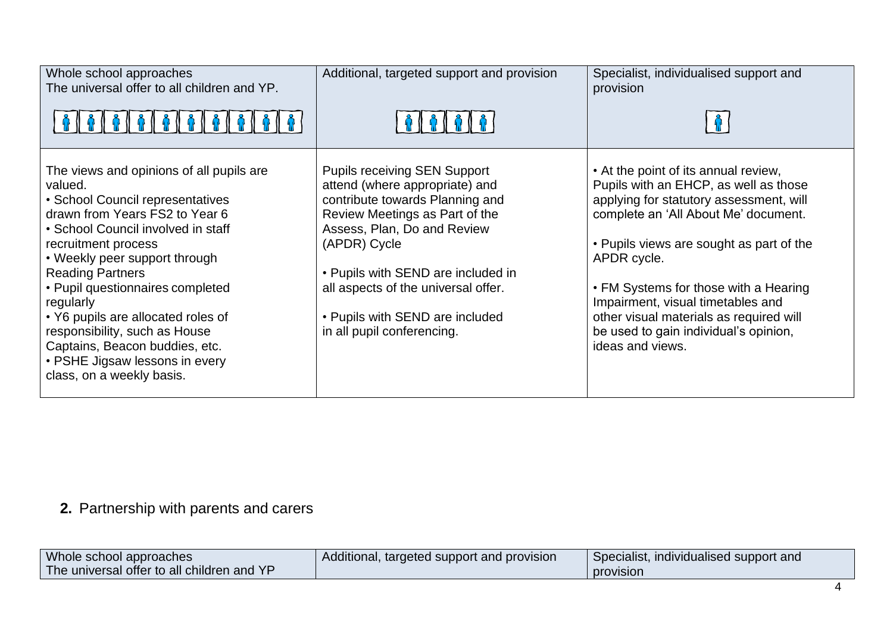| Whole school approaches<br>The universal offer to all children and YP. | Additional, targeted support and provision | Specialist, individualised support and provision |
|---|---|---|
| The views and opinions of all pupils are valued.<br>• School Council representatives drawn from Years FS2 to Year 6<br>• School Council involved in staff recruitment process<br>• Weekly peer support through Reading Partners<br>• Pupil questionnaires completed regularly<br>• Y6 pupils are allocated roles of responsibility, such as House Captains, Beacon buddies, etc.<br>• PSHE Jigsaw lessons in every class, on a weekly basis. | Pupils receiving SEN Support attend (where appropriate) and contribute towards Planning and Review Meetings as Part of the Assess, Plan, Do and Review (APDR) Cycle<br><br>• Pupils with SEND are included in all aspects of the universal offer.<br><br>• Pupils with SEND are included in all pupil conferencing. | • At the point of its annual review, Pupils with an EHCP, as well as those applying for statutory assessment, will complete an 'All About Me' document.<br><br>• Pupils views are sought as part of the APDR cycle.<br><br>• FM Systems for those with a Hearing Impairment, visual timetables and other visual materials as required will be used to gain individual's opinion, ideas and views. |

## **2.** Partnership with parents and carers

| Whole school approaches<br>The universal offer to all children and YP | Additional, targeted support and provision | Specialist, individualised support and provision |
|---|---|---|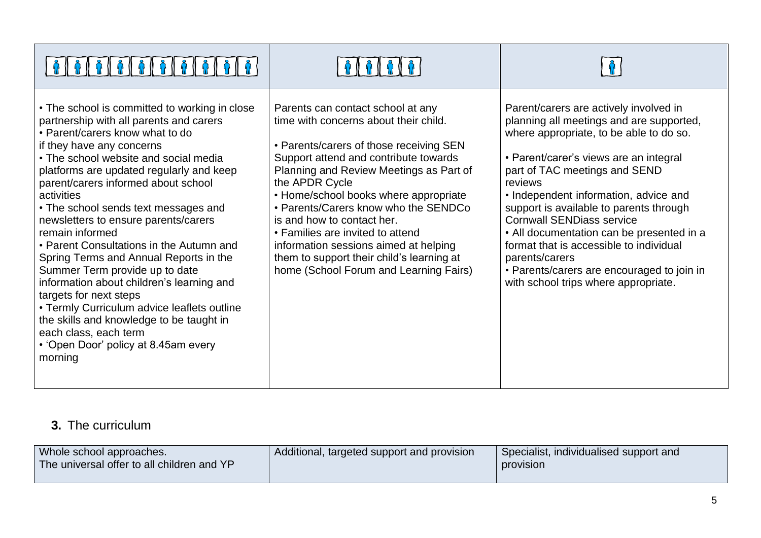| | | |
|---|---|---|
| • The school is committed to working in close partnership with all parents and carers<br>• Parent/carers know what to do if they have any concerns<br>• The school website and social media platforms are updated regularly and keep parent/carers informed about school activities<br>• The school sends text messages and newsletters to ensure parents/carers remain informed<br>• Parent Consultations in the Autumn and Spring Terms and Annual Reports in the Summer Term provide up to date information about children's learning and targets for next steps<br>• Termly Curriculum advice leaflets outline the skills and knowledge to be taught in each class, each term<br>• 'Open Door' policy at 8.45am every morning | Parents can contact school at any time with concerns about their child.<br><br>• Parents/carers of those receiving SEN Support attend and contribute towards Planning and Review Meetings as Part of the APDR Cycle<br>• Home/school books where appropriate<br>• Parents/Carers know who the SENDCo is and how to contact her.<br>• Families are invited to attend information sessions aimed at helping them to support their child's learning at home (School Forum and Learning Fairs) | Parent/carers are actively involved in planning all meetings and are supported, where appropriate, to be able to do so.<br><br>• Parent/carer's views are an integral part of TAC meetings and SEND reviews<br>• Independent information, advice and support is available to parents through Cornwall SENDiass service<br>• All documentation can be presented in a format that is accessible to individual parents/carers<br>• Parents/carers are encouraged to join in with school trips where appropriate. |

## **3.** The curriculum

| Whole school approaches. The universal offer to all children and YP | Additional, targeted support and provision | Specialist, individualised support and provision |
|---|---|---|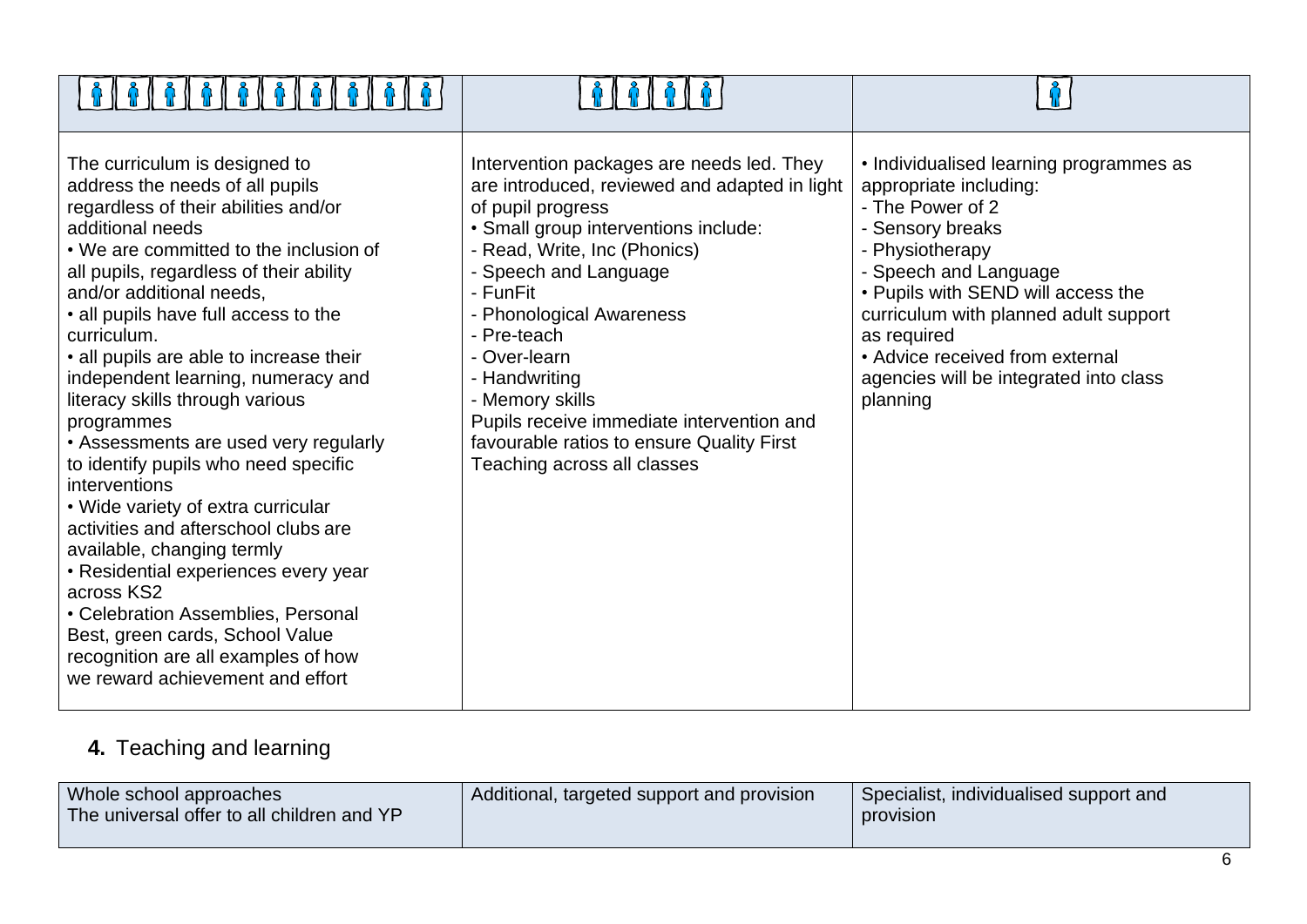| | | |
|---|---|---|
| The curriculum is designed to address the needs of all pupils regardless of their abilities and/or additional needs<br>• We are committed to the inclusion of all pupils, regardless of their ability and/or additional needs,<br>• all pupils have full access to the curriculum.<br>• all pupils are able to increase their independent learning, numeracy and literacy skills through various programmes<br>• Assessments are used very regularly to identify pupils who need specific interventions<br>• Wide variety of extra curricular activities and afterschool clubs are available, changing termly<br>• Residential experiences every year across KS2<br>• Celebration Assemblies, Personal Best, green cards, School Value recognition are all examples of how we reward achievement and effort | Intervention packages are needs led. They are introduced, reviewed and adapted in light of pupil progress<br>• Small group interventions include:<br>- Read, Write, Inc (Phonics)<br>- Speech and Language<br>- FunFit<br>- Phonological Awareness<br>- Pre-teach<br>- Over-learn<br>- Handwriting<br>- Memory skills<br>Pupils receive immediate intervention and favourable ratios to ensure Quality First Teaching across all classes | • Individualised learning programmes as appropriate including:<br>- The Power of 2<br>- Sensory breaks<br>- Physiotherapy<br>- Speech and Language<br>• Pupils with SEND will access the curriculum with planned adult support as required<br>• Advice received from external agencies will be integrated into class planning |

## **4.** Teaching and learning

| Whole school approaches<br>The universal offer to all children and YP | Additional, targeted support and provision | Specialist, individualised support and provision |
|---|---|---|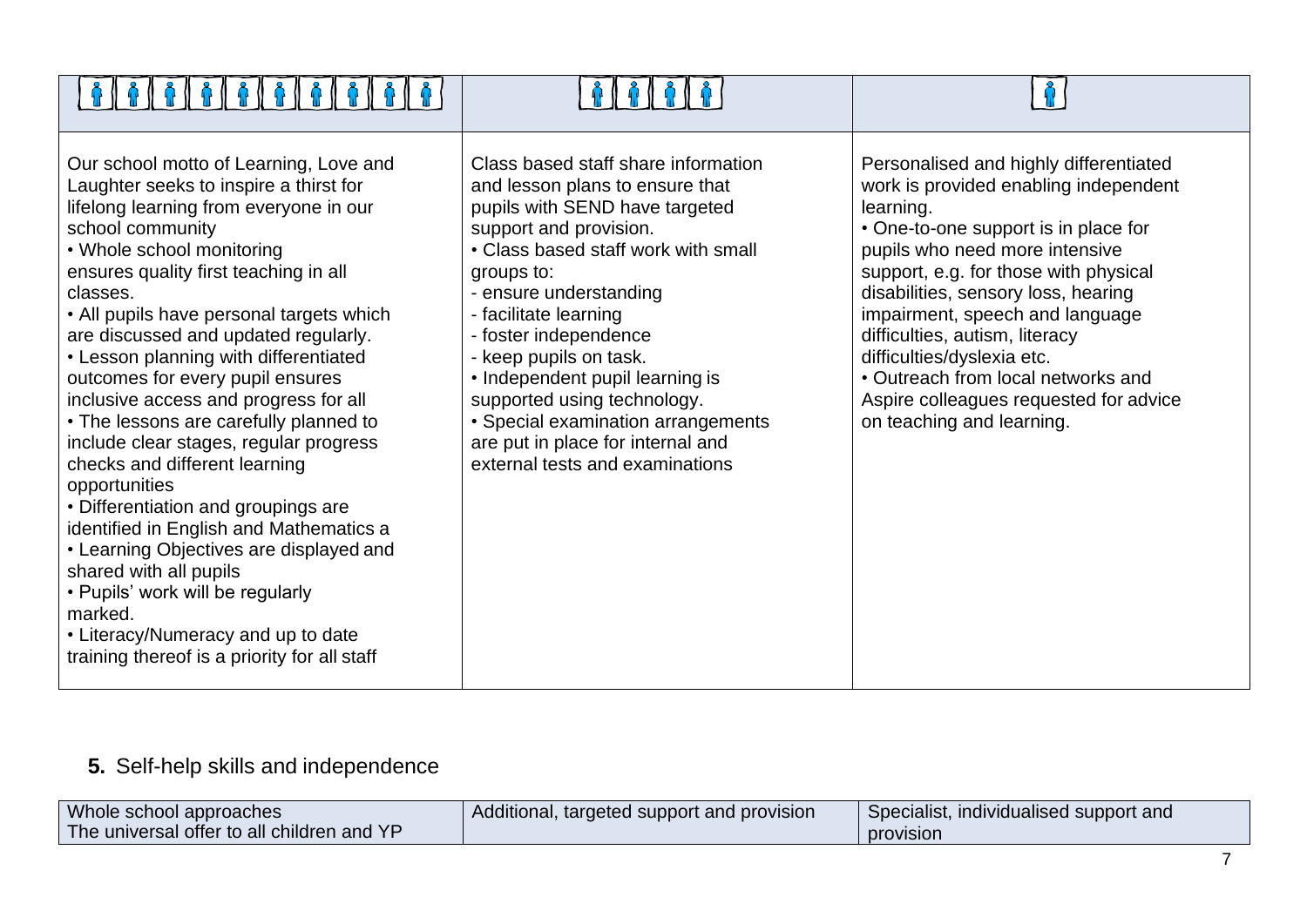| | | |
|---|---|---|
| Our school motto of Learning, Love and Laughter seeks to inspire a thirst for lifelong learning from everyone in our school community<br>• Whole school monitoring ensures quality first teaching in all classes.<br>• All pupils have personal targets which are discussed and updated regularly.<br>• Lesson planning with differentiated outcomes for every pupil ensures inclusive access and progress for all<br>• The lessons are carefully planned to include clear stages, regular progress checks and different learning opportunities<br>• Differentiation and groupings are identified in English and Mathematics a<br>• Learning Objectives are displayed and shared with all pupils<br>• Pupils' work will be regularly marked.<br>• Literacy/Numeracy and up to date training thereof is a priority for all staff | Class based staff share information and lesson plans to ensure that pupils with SEND have targeted support and provision.<br>• Class based staff work with small groups to:<br>- ensure understanding<br>- facilitate learning<br>- foster independence<br>- keep pupils on task.<br>• Independent pupil learning is supported using technology.<br>• Special examination arrangements are put in place for internal and external tests and examinations | Personalised and highly differentiated work is provided enabling independent learning.<br>• One-to-one support is in place for pupils who need more intensive support, e.g. for those with physical disabilities, sensory loss, hearing impairment, speech and language difficulties, autism, literacy difficulties/dyslexia etc.<br>• Outreach from local networks and Aspire colleagues requested for advice on teaching and learning. |

**5.** Self-help skills and independence

| Whole school approaches<br>The universal offer to all children and YP | Additional, targeted support and provision | Specialist, individualised support and provision |
|---|---|---|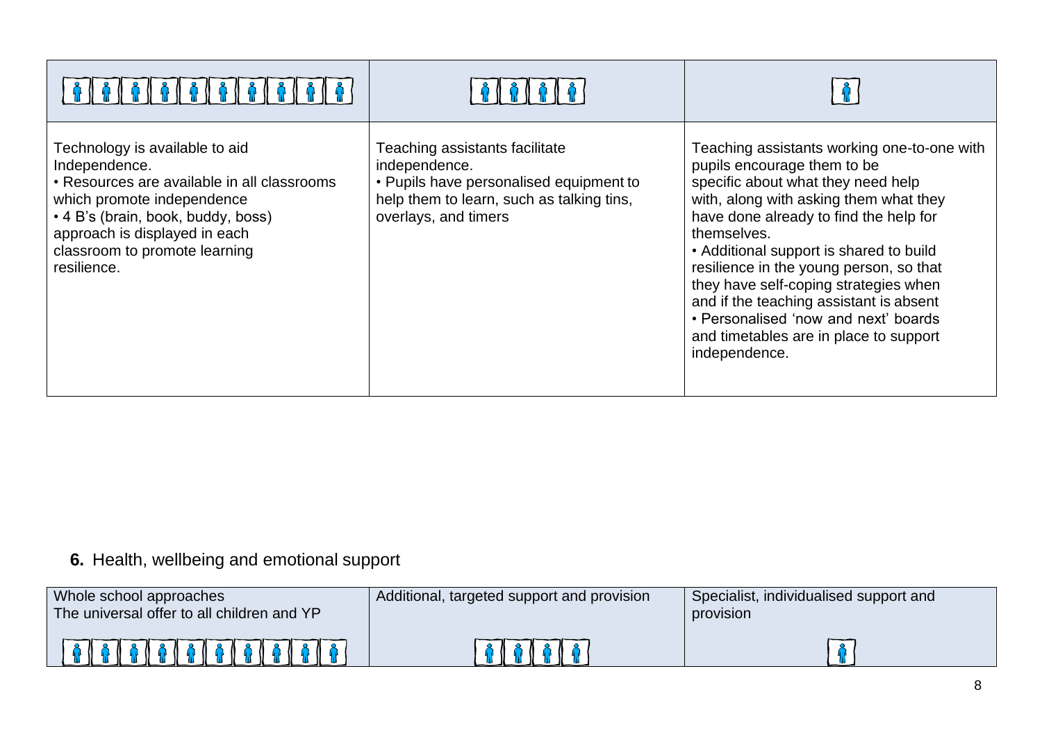| | | |
|---|---|---|
| Technology is available to aid Independence.<br>• Resources are available in all classrooms which promote independence<br>• 4 B's (brain, book, buddy, boss) approach is displayed in each classroom to promote learning resilience. | Teaching assistants facilitate independence.<br>• Pupils have personalised equipment to help them to learn, such as talking tins, overlays, and timers | Teaching assistants working one-to-one with pupils encourage them to be specific about what they need help with, along with asking them what they have done already to find the help for themselves.<br>• Additional support is shared to build resilience in the young person, so that they have self-coping strategies when and if the teaching assistant is absent<br>• Personalised 'now and next' boards and timetables are in place to support independence. |

**6.** Health, wellbeing and emotional support

| Whole school approaches<br>The universal offer to all children and YP | Additional, targeted support and provision | Specialist, individualised support and provision |
|---|---|---|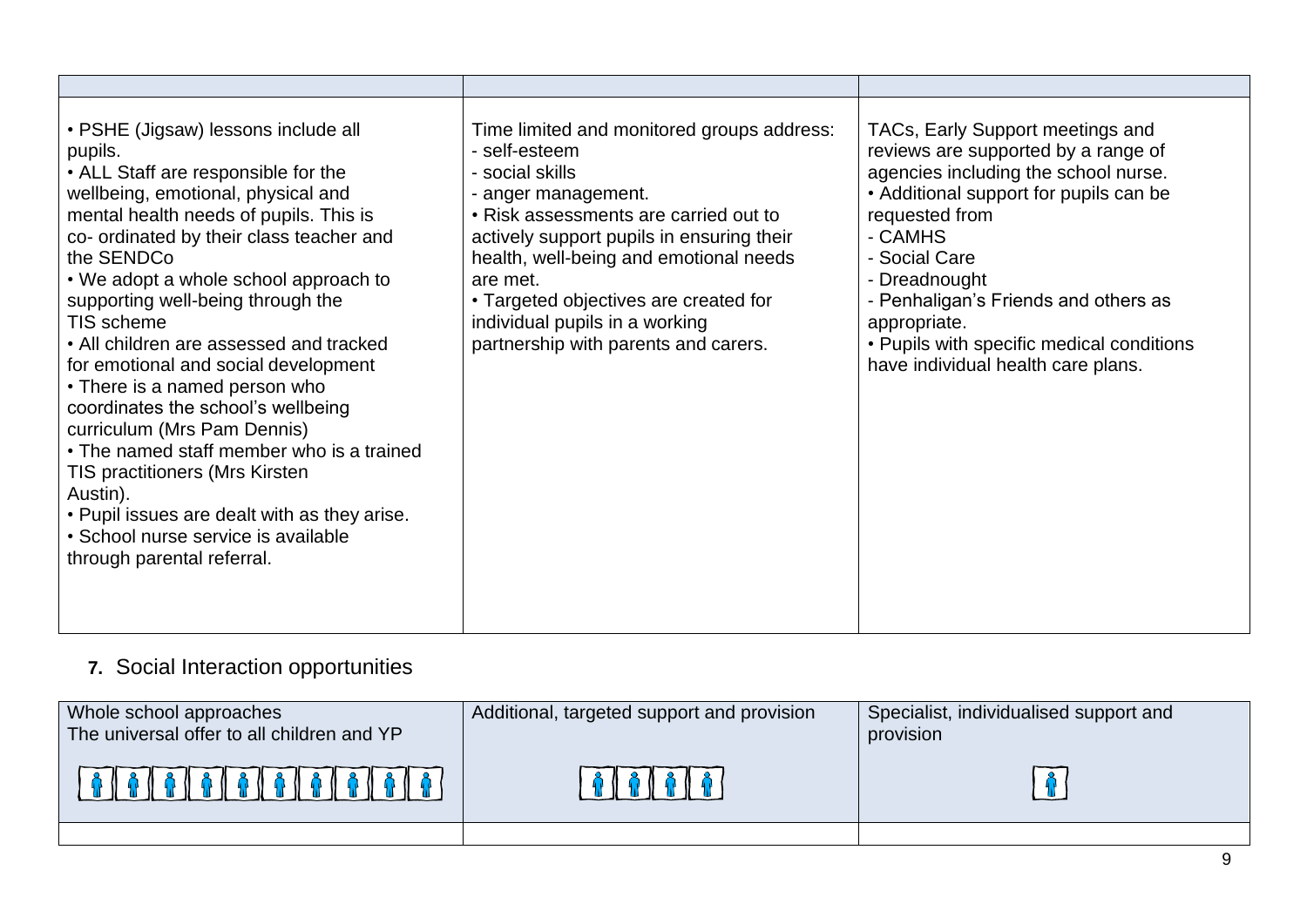| | | |
|---|---|---|
| • PSHE (Jigsaw) lessons include all pupils.<br>• ALL Staff are responsible for the wellbeing, emotional, physical and mental health needs of pupils. This is co- ordinated by their class teacher and the SENDCo<br>• We adopt a whole school approach to supporting well-being through the TIS scheme<br>• All children are assessed and tracked for emotional and social development<br>• There is a named person who coordinates the school's wellbeing curriculum (Mrs Pam Dennis)<br>• The named staff member who is a trained TIS practitioners (Mrs Kirsten Austin).<br>• Pupil issues are dealt with as they arise.<br>• School nurse service is available through parental referral. | Time limited and monitored groups address:<br>- self-esteem<br>- social skills<br>- anger management.<br>• Risk assessments are carried out to actively support pupils in ensuring their health, well-being and emotional needs are met.<br>• Targeted objectives are created for individual pupils in a working partnership with parents and carers. | TACs, Early Support meetings and reviews are supported by a range of agencies including the school nurse.<br>• Additional support for pupils can be requested from<br>- CAMHS<br>- Social Care<br>- Dreadnought<br>- Penhaligan's Friends and others as appropriate.<br>• Pupils with specific medical conditions have individual health care plans. |

## 7. Social Interaction opportunities

| Whole school approaches<br>The universal offer to all children and YP | Additional, targeted support and provision | Specialist, individualised support and provision |
|---|---|---|
| | | |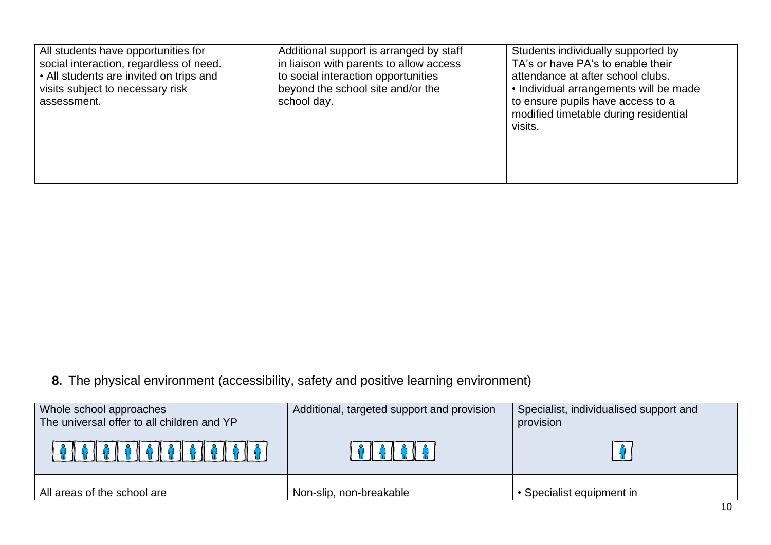| | | |
|---|---|---|
| All students have opportunities for social interaction, regardless of need.<br>• All students are invited on trips and visits subject to necessary risk assessment. | Additional support is arranged by staff in liaison with parents to allow access to social interaction opportunities beyond the school site and/or the school day. | Students individually supported by TA's or have PA's to enable their attendance at after school clubs.<br>• Individual arrangements will be made to ensure pupils have access to a modified timetable during residential visits. |

**8.** The physical environment (accessibility, safety and positive learning environment)

| Whole school approaches<br>The universal offer to all children and YP | Additional, targeted support and provision | Specialist, individualised support and provision |
|---|---|---|
| All areas of the school are | Non-slip, non-breakable | • Specialist equipment in |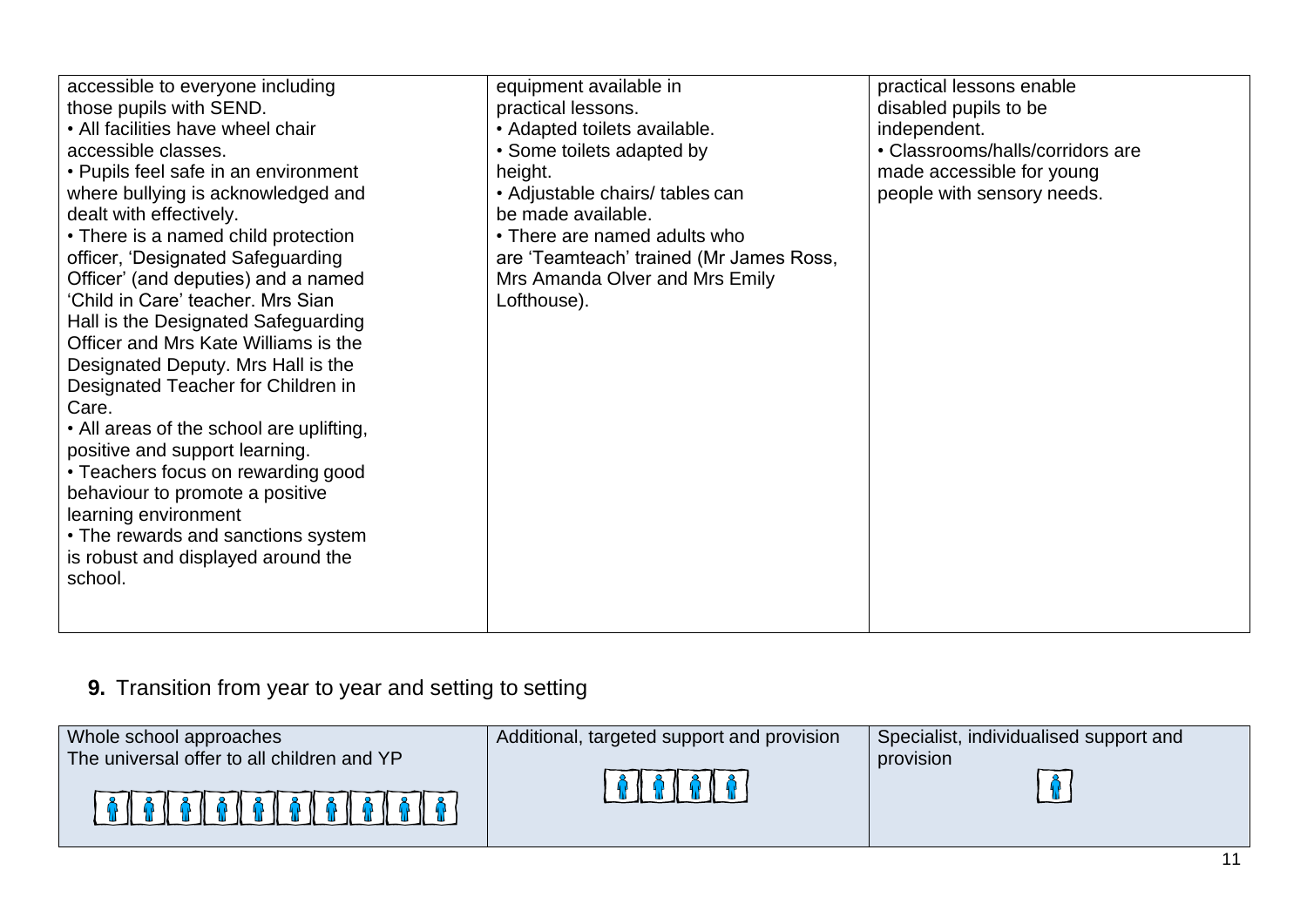| | | |
|---|---|---|
| accessible to everyone including those pupils with SEND.<br>• All facilities have wheel chair accessible classes.<br>• Pupils feel safe in an environment where bullying is acknowledged and dealt with effectively.<br>• There is a named child protection officer, 'Designated Safeguarding Officer' (and deputies) and a named 'Child in Care' teacher. Mrs Sian Hall is the Designated Safeguarding Officer and Mrs Kate Williams is the Designated Deputy. Mrs Hall is the Designated Teacher for Children in Care.<br>• All areas of the school are uplifting, positive and support learning.<br>• Teachers focus on rewarding good behaviour to promote a positive learning environment<br>• The rewards and sanctions system is robust and displayed around the school. | equipment available in practical lessons.<br>• Adapted toilets available.<br>• Some toilets adapted by height.<br>• Adjustable chairs/ tables can be made available.<br>• There are named adults who are 'Teamteach' trained (Mr James Ross, Mrs Amanda Olver and Mrs Emily Lofthouse). | practical lessons enable disabled pupils to be independent.<br>• Classrooms/halls/corridors are made accessible for young people with sensory needs. |

**9.** Transition from year to year and setting to setting

| Whole school approaches<br>The universal offer to all children and YP | Additional, targeted support and provision | Specialist, individualised support and provision |
|---|---|---|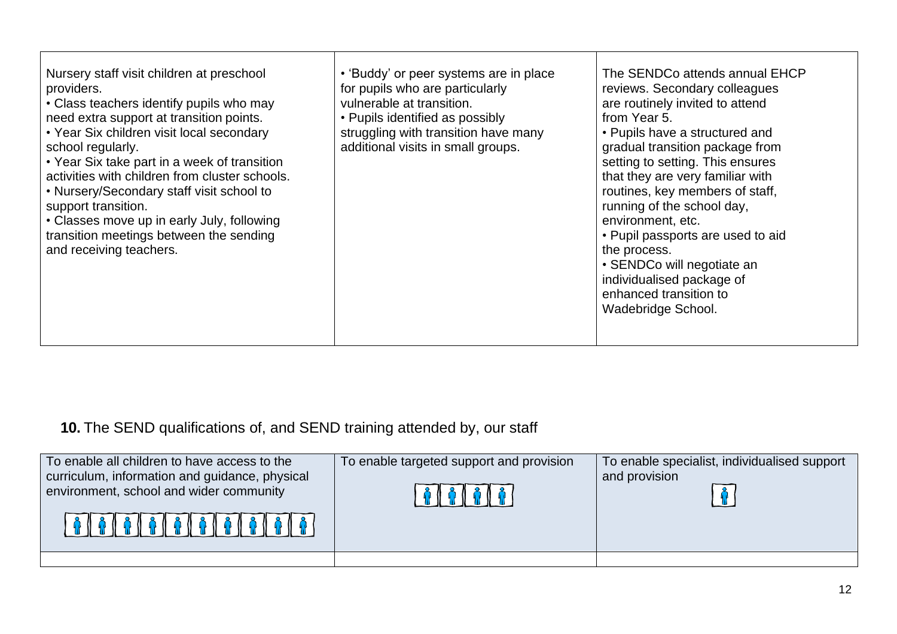| | | |
|---|---|---|
| Nursery staff visit children at preschool providers.<br>• Class teachers identify pupils who may need extra support at transition points.<br>• Year Six children visit local secondary school regularly.<br>• Year Six take part in a week of transition activities with children from cluster schools.<br>• Nursery/Secondary staff visit school to support transition.<br>• Classes move up in early July, following transition meetings between the sending and receiving teachers. | • 'Buddy' or peer systems are in place for pupils who are particularly vulnerable at transition.<br>• Pupils identified as possibly struggling with transition have many additional visits in small groups. | The SENDCo attends annual EHCP reviews. Secondary colleagues are routinely invited to attend from Year 5.<br>• Pupils have a structured and gradual transition package from setting to setting. This ensures that they are very familiar with routines, key members of staff, running of the school day, environment, etc.<br>• Pupil passports are used to aid the process.<br>• SENDCo will negotiate an individualised package of enhanced transition to Wadebridge School. |

**10.** The SEND qualifications of, and SEND training attended by, our staff

| To enable all children to have access to the curriculum, information and guidance, physical environment, school and wider community | To enable targeted support and provision | To enable specialist, individualised support and provision |
|---|---|---|
| | | |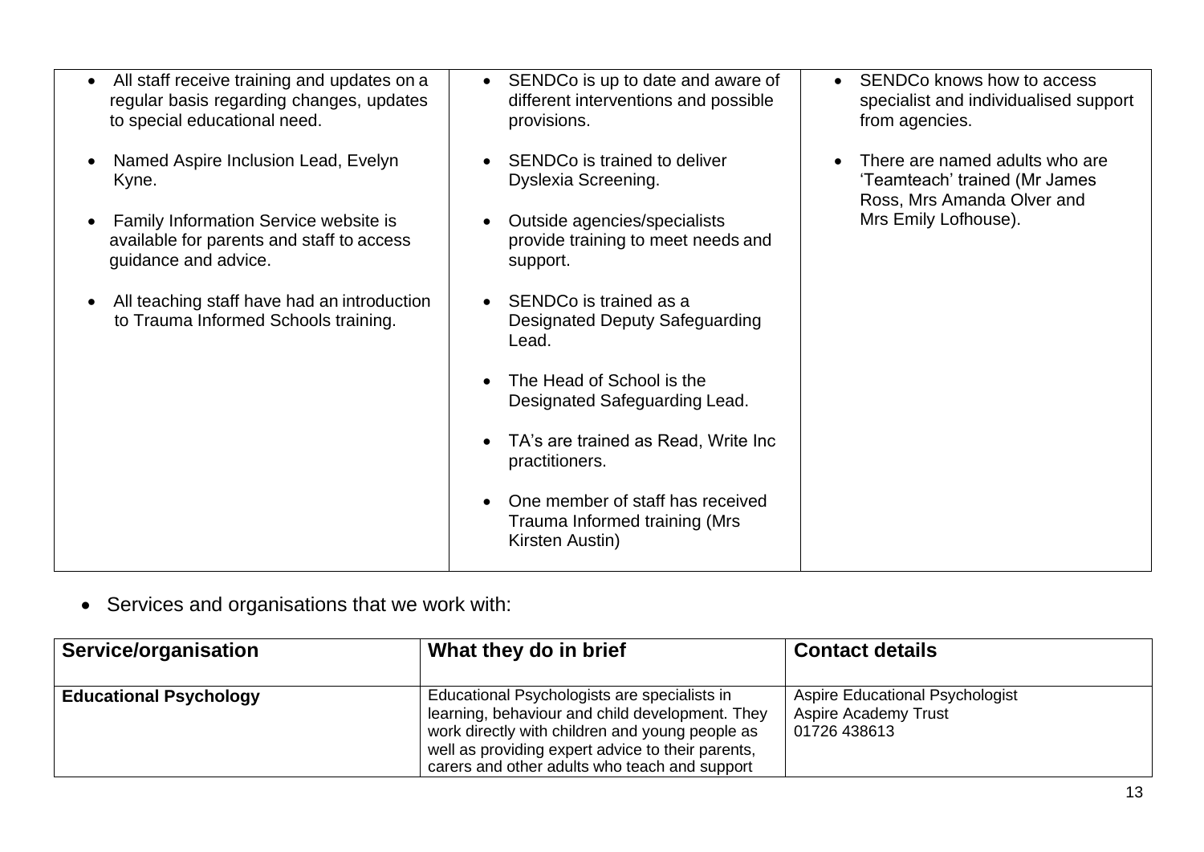| | | |
|---|---|---|
| • All staff receive training and updates on a regular basis regarding changes, updates to special educational need.<br><br>• Named Aspire Inclusion Lead, Evelyn Kyne.<br><br>• Family Information Service website is available for parents and staff to access guidance and advice.<br><br>• All teaching staff have had an introduction to Trauma Informed Schools training. | • SENDCo is up to date and aware of different interventions and possible provisions.<br><br>• SENDCo is trained to deliver Dyslexia Screening.<br><br>• Outside agencies/specialists provide training to meet needs and support.<br><br>• SENDCo is trained as a Designated Deputy Safeguarding Lead.<br><br>• The Head of School is the Designated Safeguarding Lead.<br><br>• TA's are trained as Read, Write Inc practitioners.<br><br>• One member of staff has received Trauma Informed training (Mrs Kirsten Austin) | • SENDCo knows how to access specialist and individualised support from agencies.<br><br>• There are named adults who are 'Teamteach' trained (Mr James Ross, Mrs Amanda Olver and Mrs Emily Lofhouse). |

- Services and organisations that we work with:

| Service/organisation | What they do in brief | Contact details |
|---|---|---|
| **Educational Psychology** | Educational Psychologists are specialists in learning, behaviour and child development. They work directly with children and young people as well as providing expert advice to their parents, carers and other adults who teach and support | Aspire Educational Psychologist<br>Aspire Academy Trust<br>01726 438613 |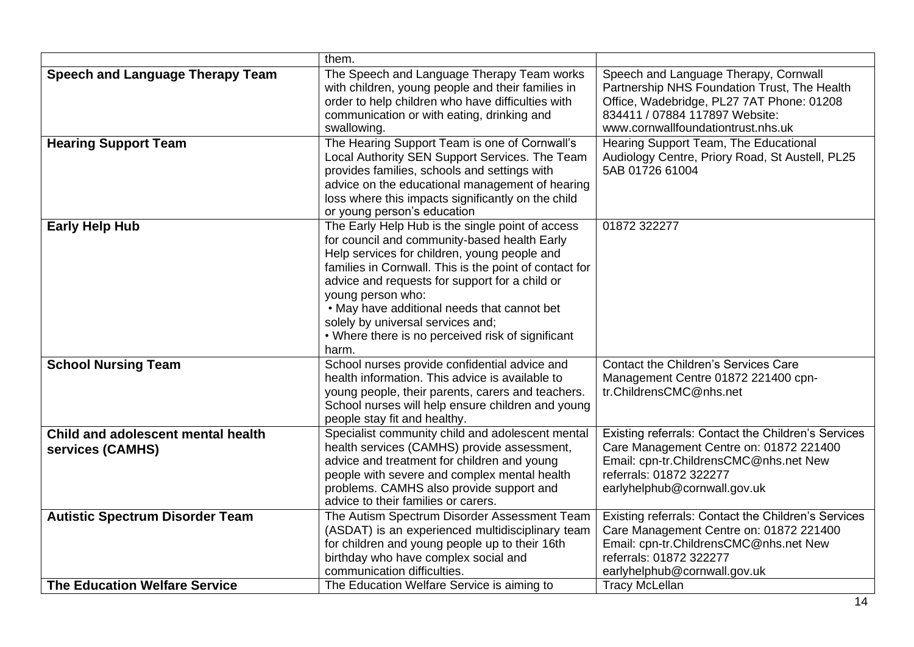| | | |
|---|---|---|
| | them. | |
| **Speech and Language Therapy Team** | The Speech and Language Therapy Team works with children, young people and their families in order to help children who have difficulties with communication or with eating, drinking and swallowing. | Speech and Language Therapy, Cornwall Partnership NHS Foundation Trust, The Health Office, Wadebridge, PL27 7AT Phone: 01208 834411 / 07884 117897 Website: www.cornwallfoundationtrust.nhs.uk |
| **Hearing Support Team** | The Hearing Support Team is one of Cornwall's Local Authority SEN Support Services. The Team provides families, schools and settings with advice on the educational management of hearing loss where this impacts significantly on the child or young person's education | Hearing Support Team, The Educational Audiology Centre, Priory Road, St Austell, PL25 5AB 01726 61004 |
| **Early Help Hub** | The Early Help Hub is the single point of access for council and community-based health Early Help services for children, young people and families in Cornwall. This is the point of contact for advice and requests for support for a child or young person who:<br>• May have additional needs that cannot bet solely by universal services and;<br>• Where there is no perceived risk of significant harm. | 01872 322277 |
| **School Nursing Team** | School nurses provide confidential advice and health information. This advice is available to young people, their parents, carers and teachers. School nurses will help ensure children and young people stay fit and healthy. | Contact the Children's Services Care Management Centre 01872 221400 cpn-tr.ChildrensCMC@nhs.net |
| **Child and adolescent mental health services (CAMHS)** | Specialist community child and adolescent mental health services (CAMHS) provide assessment, advice and treatment for children and young people with severe and complex mental health problems. CAMHS also provide support and advice to their families or carers. | Existing referrals: Contact the Children's Services Care Management Centre on: 01872 221400 Email: cpn-tr.ChildrensCMC@nhs.net New referrals: 01872 322277 earlyhelphub@cornwall.gov.uk |
| **Autistic Spectrum Disorder Team** | The Autism Spectrum Disorder Assessment Team (ASDAT) is an experienced multidisciplinary team for children and young people up to their 16th birthday who have complex social and communication difficulties. | Existing referrals: Contact the Children's Services Care Management Centre on: 01872 221400 Email: cpn-tr.ChildrensCMC@nhs.net New referrals: 01872 322277 earlyhelphub@cornwall.gov.uk |
| **The Education Welfare Service** | The Education Welfare Service is aiming to | Tracy McLellan |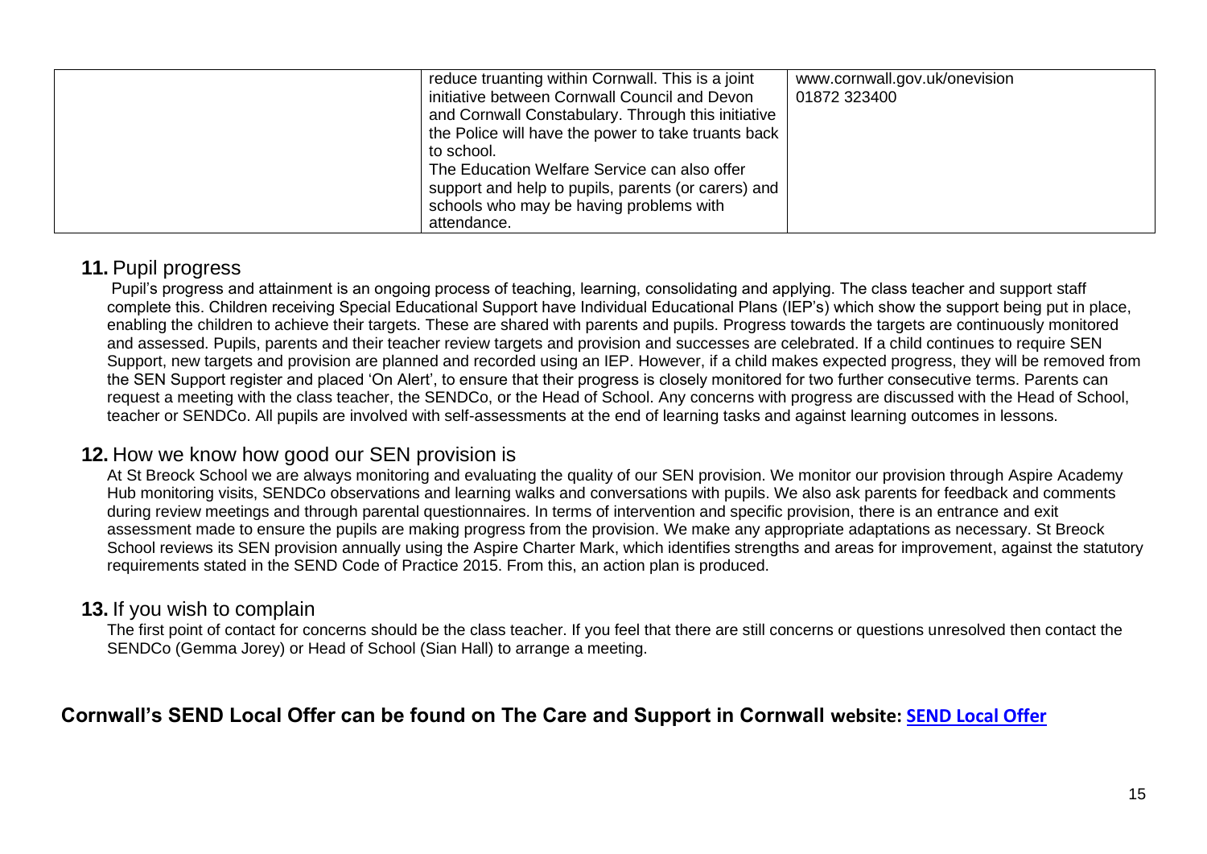| | reduce truanting within Cornwall. This is a joint initiative between Cornwall Council and Devon and Cornwall Constabulary. Through this initiative the Police will have the power to take truants back to school.<br>The Education Welfare Service can also offer support and help to pupils, parents (or carers) and schools who may be having problems with attendance. | www.cornwall.gov.uk/onevision<br>01872 323400 |
|---|---|---|

## **11.** Pupil progress

Pupil's progress and attainment is an ongoing process of teaching, learning, consolidating and applying. The class teacher and support staff complete this. Children receiving Special Educational Support have Individual Educational Plans (IEP's) which show the support being put in place, enabling the children to achieve their targets. These are shared with parents and pupils. Progress towards the targets are continuously monitored and assessed. Pupils, parents and their teacher review targets and provision and successes are celebrated. If a child continues to require SEN Support, new targets and provision are planned and recorded using an IEP. However, if a child makes expected progress, they will be removed from the SEN Support register and placed 'On Alert', to ensure that their progress is closely monitored for two further consecutive terms. Parents can request a meeting with the class teacher, the SENDCo, or the Head of School. Any concerns with progress are discussed with the Head of School, teacher or SENDCo. All pupils are involved with self-assessments at the end of learning tasks and against learning outcomes in lessons.

## **12.** How we know how good our SEN provision is

At St Breock School we are always monitoring and evaluating the quality of our SEN provision. We monitor our provision through Aspire Academy Hub monitoring visits, SENDCo observations and learning walks and conversations with pupils. We also ask parents for feedback and comments during review meetings and through parental questionnaires. In terms of intervention and specific provision, there is an entrance and exit assessment made to ensure the pupils are making progress from the provision. We make any appropriate adaptations as necessary. St Breock School reviews its SEN provision annually using the Aspire Charter Mark, which identifies strengths and areas for improvement, against the statutory requirements stated in the SEND Code of Practice 2015. From this, an action plan is produced.

## **13.** If you wish to complain

The first point of contact for concerns should be the class teacher. If you feel that there are still concerns or questions unresolved then contact the SENDCo (Gemma Jorey) or Head of School (Sian Hall) to arrange a meeting.

**Cornwall's SEND Local Offer can be found on The Care and Support in Cornwall website: SEND Local Offer**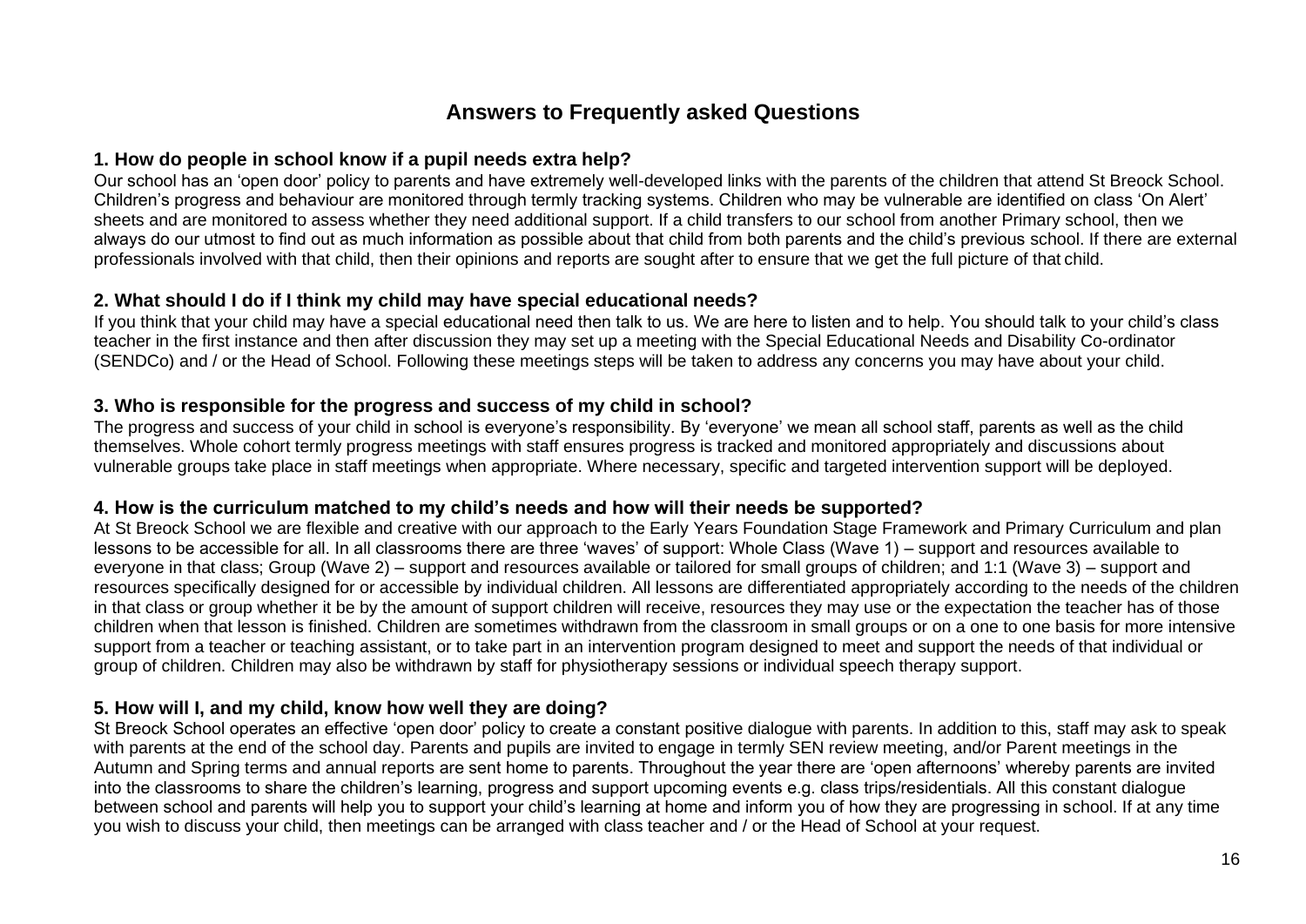## Answers to Frequently asked Questions

### 1. How do people in school know if a pupil needs extra help?

Our school has an 'open door' policy to parents and have extremely well-developed links with the parents of the children that attend St Breock School. Children's progress and behaviour are monitored through termly tracking systems. Children who may be vulnerable are identified on class 'On Alert' sheets and are monitored to assess whether they need additional support. If a child transfers to our school from another Primary school, then we always do our utmost to find out as much information as possible about that child from both parents and the child's previous school. If there are external professionals involved with that child, then their opinions and reports are sought after to ensure that we get the full picture of that child.

### 2. What should I do if I think my child may have special educational needs?

If you think that your child may have a special educational need then talk to us. We are here to listen and to help. You should talk to your child's class teacher in the first instance and then after discussion they may set up a meeting with the Special Educational Needs and Disability Co-ordinator (SENDCo) and / or the Head of School. Following these meetings steps will be taken to address any concerns you may have about your child.

### 3. Who is responsible for the progress and success of my child in school?

The progress and success of your child in school is everyone's responsibility. By 'everyone' we mean all school staff, parents as well as the child themselves. Whole cohort termly progress meetings with staff ensures progress is tracked and monitored appropriately and discussions about vulnerable groups take place in staff meetings when appropriate. Where necessary, specific and targeted intervention support will be deployed.

### 4. How is the curriculum matched to my child's needs and how will their needs be supported?

At St Breock School we are flexible and creative with our approach to the Early Years Foundation Stage Framework and Primary Curriculum and plan lessons to be accessible for all. In all classrooms there are three 'waves' of support: Whole Class (Wave 1) – support and resources available to everyone in that class; Group (Wave 2) – support and resources available or tailored for small groups of children; and 1:1 (Wave 3) – support and resources specifically designed for or accessible by individual children. All lessons are differentiated appropriately according to the needs of the children in that class or group whether it be by the amount of support children will receive, resources they may use or the expectation the teacher has of those children when that lesson is finished. Children are sometimes withdrawn from the classroom in small groups or on a one to one basis for more intensive support from a teacher or teaching assistant, or to take part in an intervention program designed to meet and support the needs of that individual or group of children. Children may also be withdrawn by staff for physiotherapy sessions or individual speech therapy support.

### 5. How will I, and my child, know how well they are doing?

St Breock School operates an effective 'open door' policy to create a constant positive dialogue with parents. In addition to this, staff may ask to speak with parents at the end of the school day. Parents and pupils are invited to engage in termly SEN review meeting, and/or Parent meetings in the Autumn and Spring terms and annual reports are sent home to parents. Throughout the year there are 'open afternoons' whereby parents are invited into the classrooms to share the children's learning, progress and support upcoming events e.g. class trips/residentials. All this constant dialogue between school and parents will help you to support your child's learning at home and inform you of how they are progressing in school. If at any time you wish to discuss your child, then meetings can be arranged with class teacher and / or the Head of School at your request.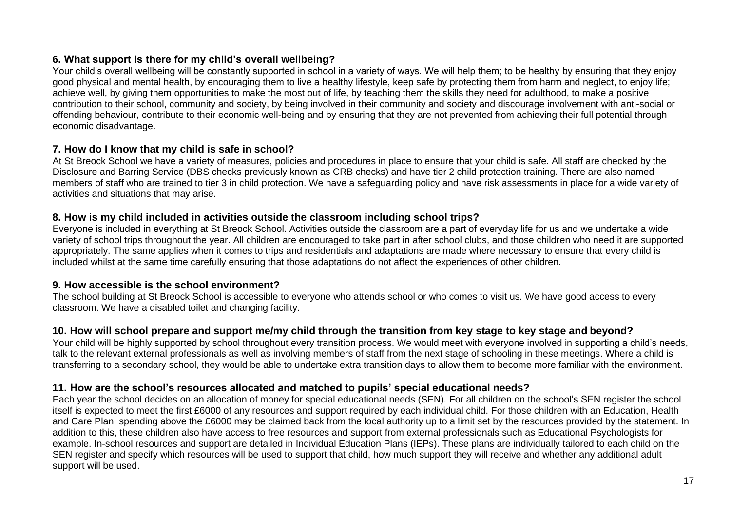### 6. What support is there for my child's overall wellbeing?

Your child's overall wellbeing will be constantly supported in school in a variety of ways. We will help them; to be healthy by ensuring that they enjoy good physical and mental health, by encouraging them to live a healthy lifestyle, keep safe by protecting them from harm and neglect, to enjoy life; achieve well, by giving them opportunities to make the most out of life, by teaching them the skills they need for adulthood, to make a positive contribution to their school, community and society, by being involved in their community and society and discourage involvement with anti-social or offending behaviour, contribute to their economic well-being and by ensuring that they are not prevented from achieving their full potential through economic disadvantage.

### 7. How do I know that my child is safe in school?

At St Breock School we have a variety of measures, policies and procedures in place to ensure that your child is safe. All staff are checked by the Disclosure and Barring Service (DBS checks previously known as CRB checks) and have tier 2 child protection training. There are also named members of staff who are trained to tier 3 in child protection. We have a safeguarding policy and have risk assessments in place for a wide variety of activities and situations that may arise.

### 8. How is my child included in activities outside the classroom including school trips?

Everyone is included in everything at St Breock School. Activities outside the classroom are a part of everyday life for us and we undertake a wide variety of school trips throughout the year. All children are encouraged to take part in after school clubs, and those children who need it are supported appropriately. The same applies when it comes to trips and residentials and adaptations are made where necessary to ensure that every child is included whilst at the same time carefully ensuring that those adaptations do not affect the experiences of other children.

### 9. How accessible is the school environment?

The school building at St Breock School is accessible to everyone who attends school or who comes to visit us. We have good access to every classroom. We have a disabled toilet and changing facility.

### 10. How will school prepare and support me/my child through the transition from key stage to key stage and beyond?

Your child will be highly supported by school throughout every transition process. We would meet with everyone involved in supporting a child's needs, talk to the relevant external professionals as well as involving members of staff from the next stage of schooling in these meetings. Where a child is transferring to a secondary school, they would be able to undertake extra transition days to allow them to become more familiar with the environment.

### 11. How are the school's resources allocated and matched to pupils' special educational needs?

Each year the school decides on an allocation of money for special educational needs (SEN). For all children on the school's SEN register the school itself is expected to meet the first £6000 of any resources and support required by each individual child. For those children with an Education, Health and Care Plan, spending above the £6000 may be claimed back from the local authority up to a limit set by the resources provided by the statement. In addition to this, these children also have access to free resources and support from external professionals such as Educational Psychologists for example. In-school resources and support are detailed in Individual Education Plans (IEPs). These plans are individually tailored to each child on the SEN register and specify which resources will be used to support that child, how much support they will receive and whether any additional adult support will be used.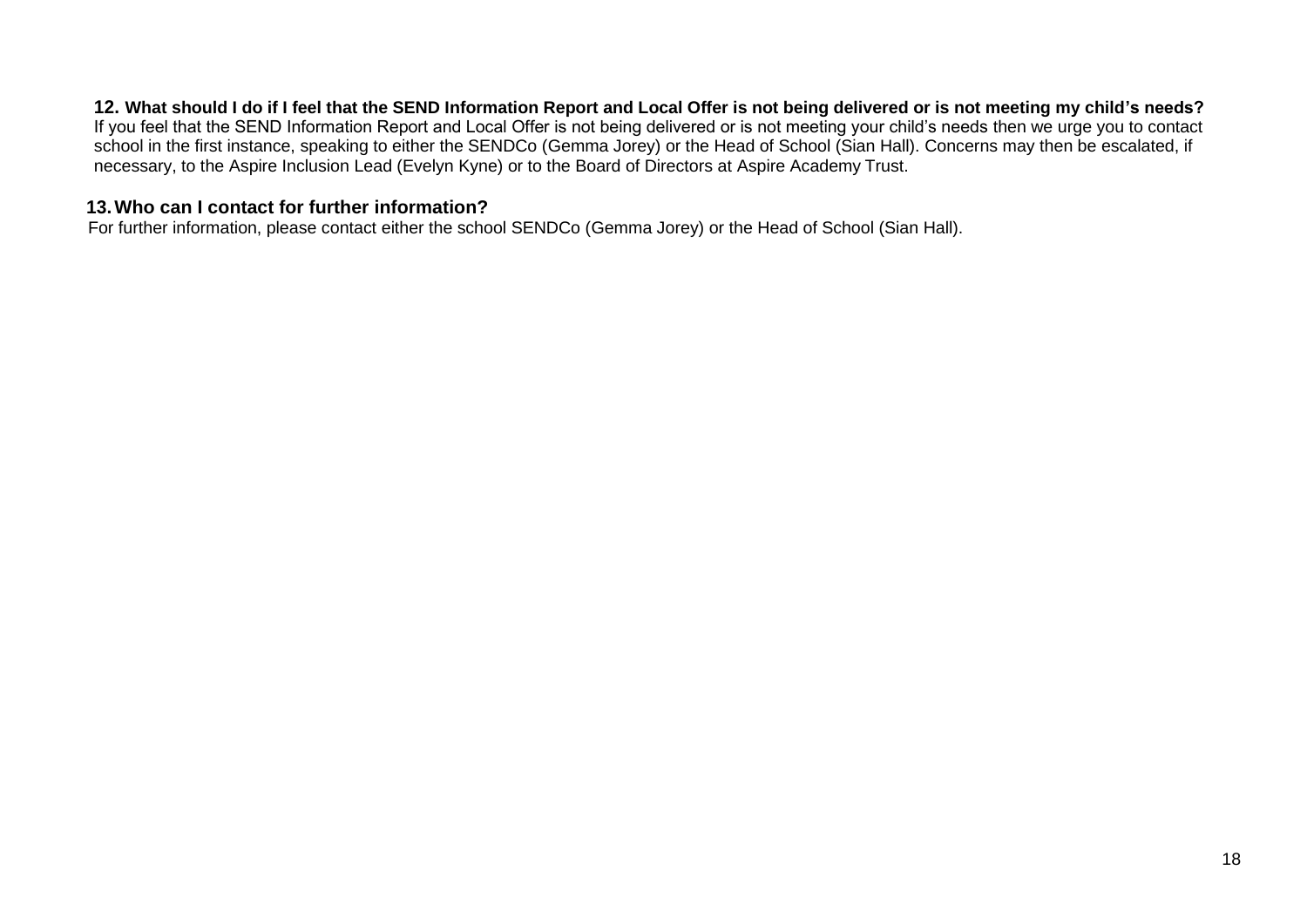**12. What should I do if I feel that the SEND Information Report and Local Offer is not being delivered or is not meeting my child's needs?**

If you feel that the SEND Information Report and Local Offer is not being delivered or is not meeting your child's needs then we urge you to contact school in the first instance, speaking to either the SENDCo (Gemma Jorey) or the Head of School (Sian Hall). Concerns may then be escalated, if necessary, to the Aspire Inclusion Lead (Evelyn Kyne) or to the Board of Directors at Aspire Academy Trust.

**13. Who can I contact for further information?**

For further information, please contact either the school SENDCo (Gemma Jorey) or the Head of School (Sian Hall).